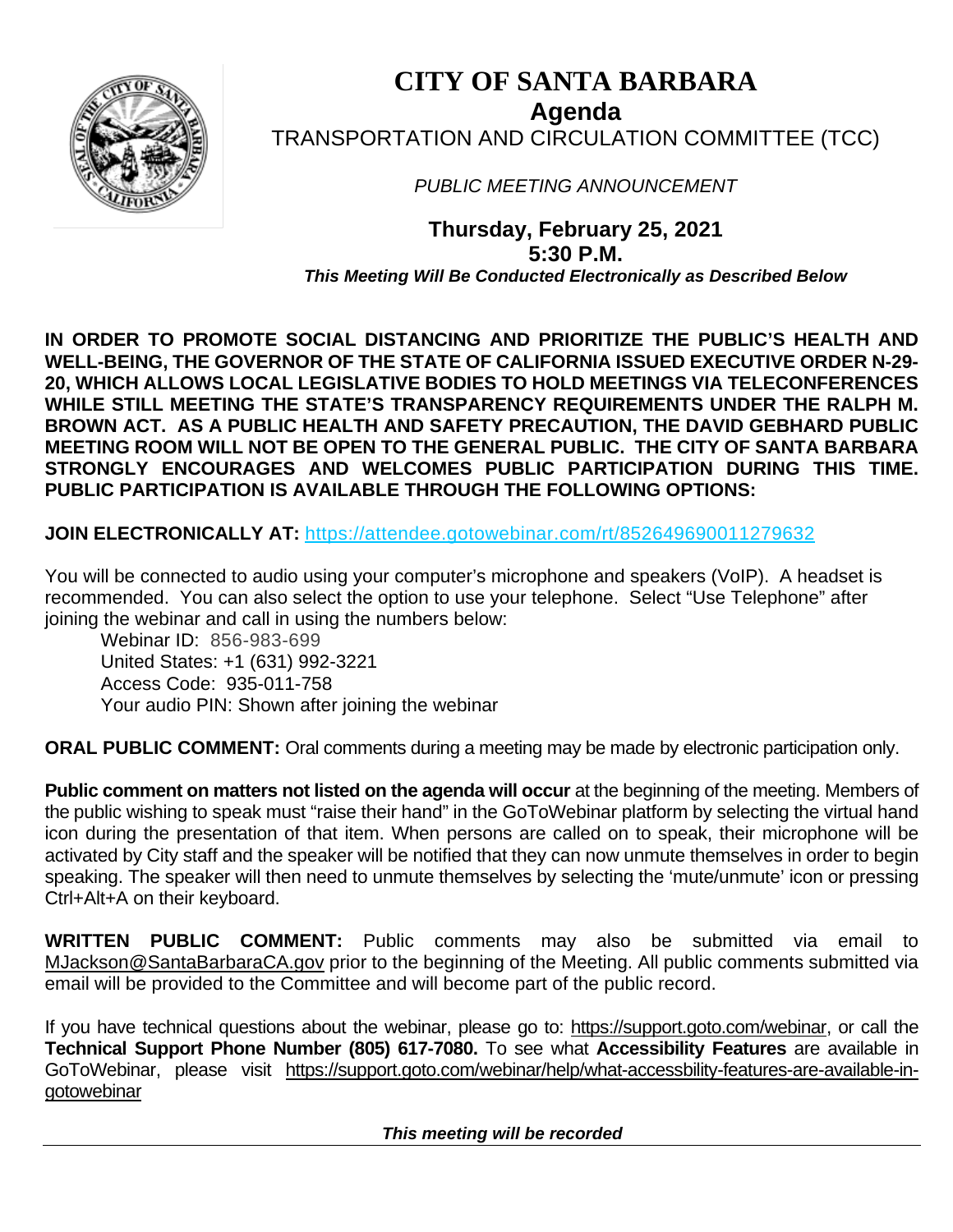# CITY OF SANTA BARBARA

## Agenda

TRANSPORTATION AND CIRCULATION COMMITTEE (TCC)

*PUBLIC MEETING ANNOUNCEMENT*

**Thursday, February 25, 2021**
**5:30 P.M.**
***This Meeting Will Be Conducted Electronically as Described Below***

**IN ORDER TO PROMOTE SOCIAL DISTANCING AND PRIORITIZE THE PUBLIC'S HEALTH AND WELL-BEING, THE GOVERNOR OF THE STATE OF CALIFORNIA ISSUED EXECUTIVE ORDER N-29-20, WHICH ALLOWS LOCAL LEGISLATIVE BODIES TO HOLD MEETINGS VIA TELECONFERENCES WHILE STILL MEETING THE STATE'S TRANSPARENCY REQUIREMENTS UNDER THE RALPH M. BROWN ACT. AS A PUBLIC HEALTH AND SAFETY PRECAUTION, THE DAVID GEBHARD PUBLIC MEETING ROOM WILL NOT BE OPEN TO THE GENERAL PUBLIC. THE CITY OF SANTA BARBARA STRONGLY ENCOURAGES AND WELCOMES PUBLIC PARTICIPATION DURING THIS TIME. PUBLIC PARTICIPATION IS AVAILABLE THROUGH THE FOLLOWING OPTIONS:**

**JOIN ELECTRONICALLY AT:** https://attendee.gotowebinar.com/rt/852649690011279632

You will be connected to audio using your computer's microphone and speakers (VoIP). A headset is recommended. You can also select the option to use your telephone. Select "Use Telephone" after joining the webinar and call in using the numbers below:

Webinar ID: 856-983-699
United States: +1 (631) 992-3221
Access Code: 935-011-758
Your audio PIN: Shown after joining the webinar

**ORAL PUBLIC COMMENT:** Oral comments during a meeting may be made by electronic participation only.

**Public comment on matters not listed on the agenda will occur** at the beginning of the meeting. Members of the public wishing to speak must "raise their hand" in the GoToWebinar platform by selecting the virtual hand icon during the presentation of that item. When persons are called on to speak, their microphone will be activated by City staff and the speaker will be notified that they can now unmute themselves in order to begin speaking. The speaker will then need to unmute themselves by selecting the 'mute/unmute' icon or pressing Ctrl+Alt+A on their keyboard.

**WRITTEN PUBLIC COMMENT:** Public comments may also be submitted via email to MJackson@SantaBarbaraCA.gov prior to the beginning of the Meeting. All public comments submitted via email will be provided to the Committee and will become part of the public record.

If you have technical questions about the webinar, please go to: https://support.goto.com/webinar, or call the **Technical Support Phone Number (805) 617-7080.** To see what **Accessibility Features** are available in GoToWebinar, please visit https://support.goto.com/webinar/help/what-accessbility-features-are-available-in-gotowebinar

***This meeting will be recorded***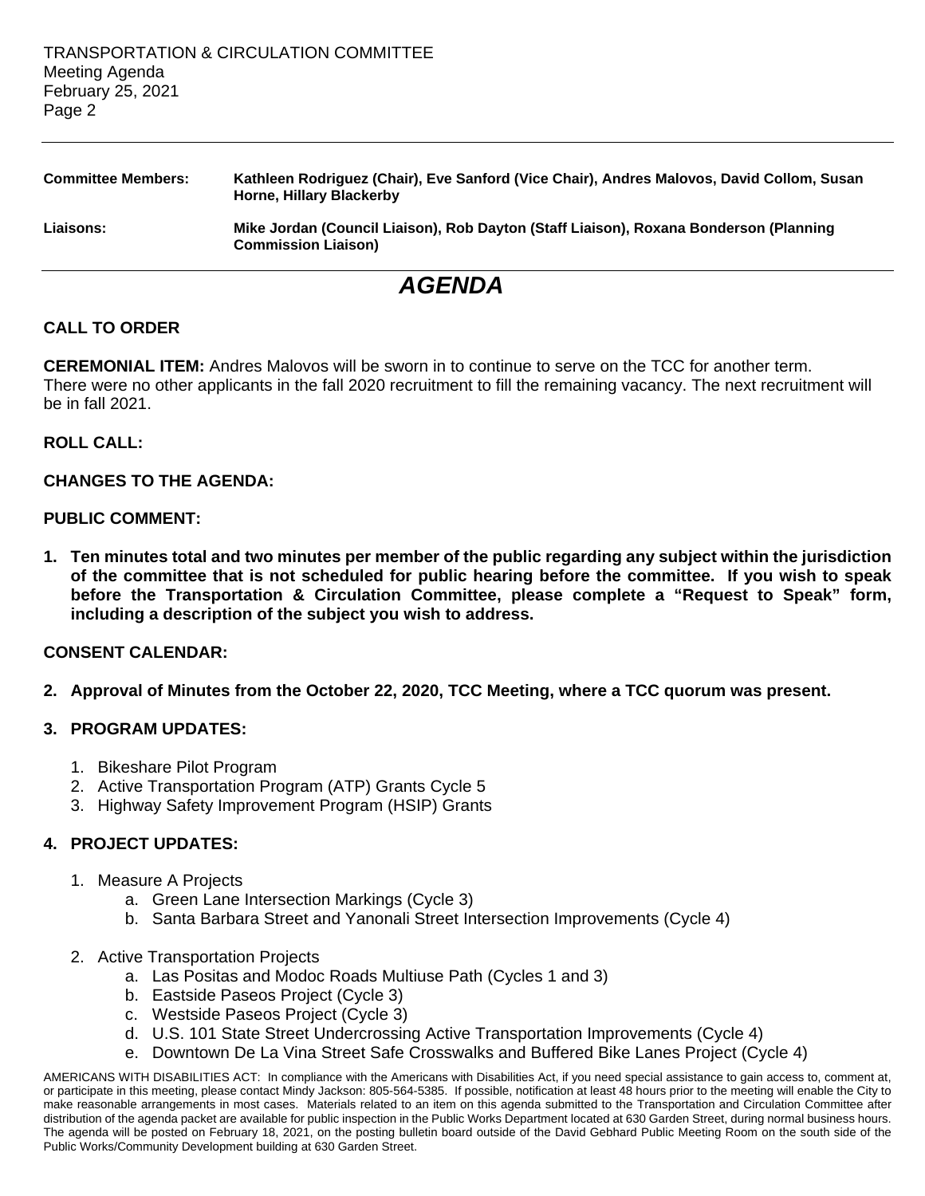**Committee Members:** **Kathleen Rodriguez (Chair), Eve Sanford (Vice Chair), Andres Malovos, David Collom, Susan Horne, Hillary Blackerby**

**Liaisons:** **Mike Jordan (Council Liaison), Rob Dayton (Staff Liaison), Roxana Bonderson (Planning Commission Liaison)**

# *AGENDA*

**CALL TO ORDER**

**CEREMONIAL ITEM:** Andres Malovos will be sworn in to continue to serve on the TCC for another term. There were no other applicants in the fall 2020 recruitment to fill the remaining vacancy. The next recruitment will be in fall 2021.

**ROLL CALL:**

**CHANGES TO THE AGENDA:**

**PUBLIC COMMENT:**

**1. Ten minutes total and two minutes per member of the public regarding any subject within the jurisdiction of the committee that is not scheduled for public hearing before the committee. If you wish to speak before the Transportation & Circulation Committee, please complete a "Request to Speak" form, including a description of the subject you wish to address.**

**CONSENT CALENDAR:**

**2. Approval of Minutes from the October 22, 2020, TCC Meeting, where a TCC quorum was present.**

**3. PROGRAM UPDATES:**

1. Bikeshare Pilot Program
2. Active Transportation Program (ATP) Grants Cycle 5
3. Highway Safety Improvement Program (HSIP) Grants

**4. PROJECT UPDATES:**

1. Measure A Projects
   a. Green Lane Intersection Markings (Cycle 3)
   b. Santa Barbara Street and Yanonali Street Intersection Improvements (Cycle 4)

2. Active Transportation Projects
   a. Las Positas and Modoc Roads Multiuse Path (Cycles 1 and 3)
   b. Eastside Paseos Project (Cycle 3)
   c. Westside Paseos Project (Cycle 3)
   d. U.S. 101 State Street Undercrossing Active Transportation Improvements (Cycle 4)
   e. Downtown De La Vina Street Safe Crosswalks and Buffered Bike Lanes Project (Cycle 4)

AMERICANS WITH DISABILITIES ACT: In compliance with the Americans with Disabilities Act, if you need special assistance to gain access to, comment at, or participate in this meeting, please contact Mindy Jackson: 805-564-5385. If possible, notification at least 48 hours prior to the meeting will enable the City to make reasonable arrangements in most cases. Materials related to an item on this agenda submitted to the Transportation and Circulation Committee after distribution of the agenda packet are available for public inspection in the Public Works Department located at 630 Garden Street, during normal business hours. The agenda will be posted on February 18, 2021, on the posting bulletin board outside of the David Gebhard Public Meeting Room on the south side of the Public Works/Community Development building at 630 Garden Street.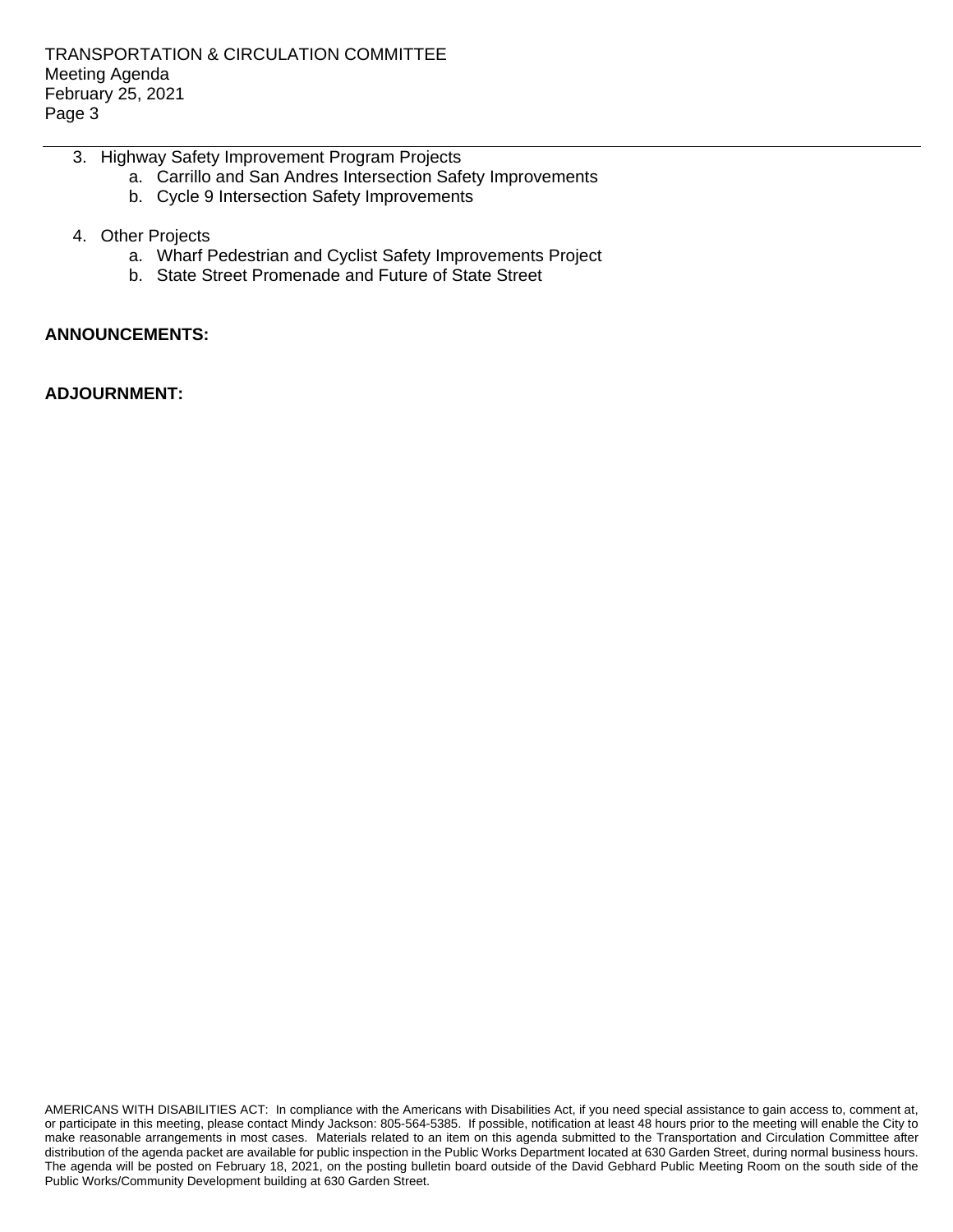3. Highway Safety Improvement Program Projects
    a. Carrillo and San Andres Intersection Safety Improvements
    b. Cycle 9 Intersection Safety Improvements

4. Other Projects
    a. Wharf Pedestrian and Cyclist Safety Improvements Project
    b. State Street Promenade and Future of State Street

**ANNOUNCEMENTS:**

**ADJOURNMENT:**

AMERICANS WITH DISABILITIES ACT: In compliance with the Americans with Disabilities Act, if you need special assistance to gain access to, comment at, or participate in this meeting, please contact Mindy Jackson: 805-564-5385. If possible, notification at least 48 hours prior to the meeting will enable the City to make reasonable arrangements in most cases. Materials related to an item on this agenda submitted to the Transportation and Circulation Committee after distribution of the agenda packet are available for public inspection in the Public Works Department located at 630 Garden Street, during normal business hours. The agenda will be posted on February 18, 2021, on the posting bulletin board outside of the David Gebhard Public Meeting Room on the south side of the Public Works/Community Development building at 630 Garden Street.